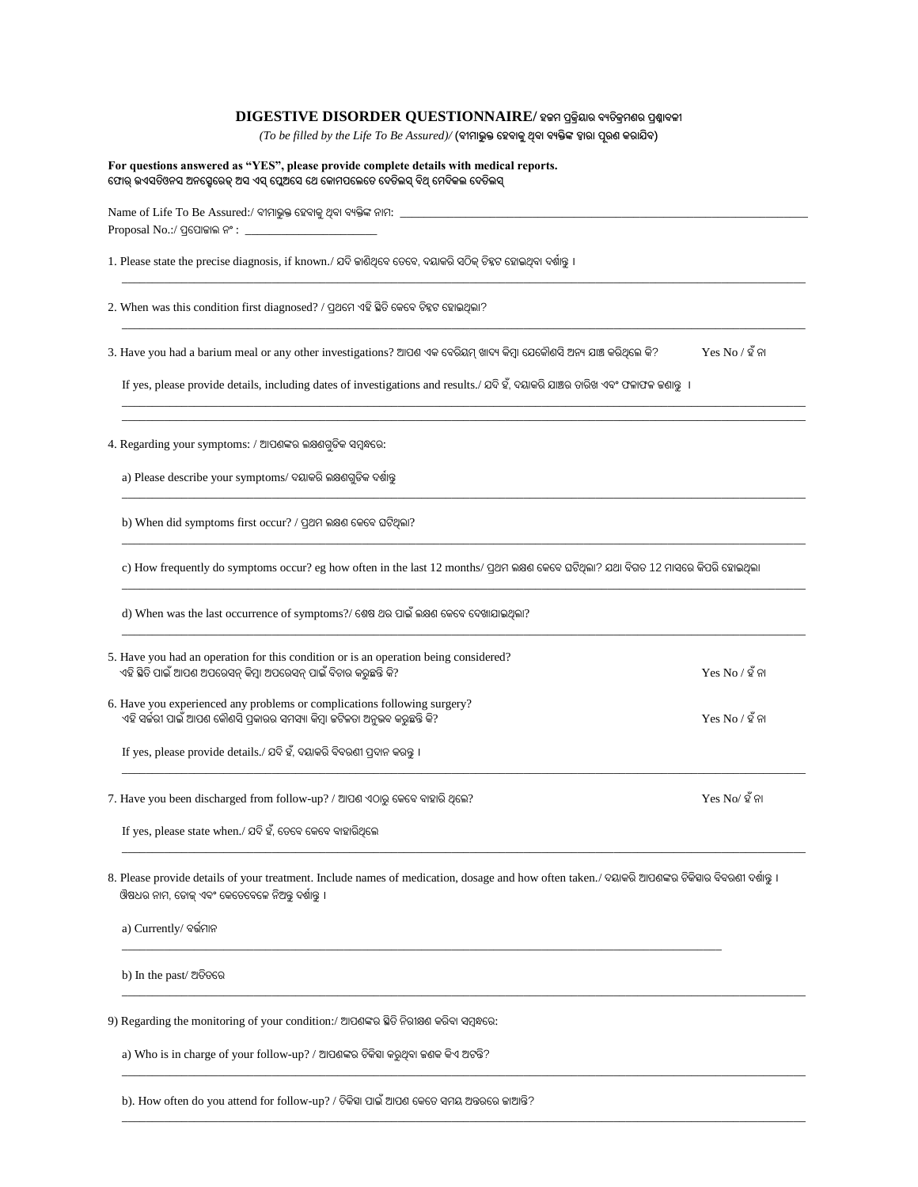# DIGESTIVE DISORDER QUESTIONNAIRE/ ହଜମ ପ୍ରକ୍ରିୟାର ବ୍ୟତିକ୍ରମଣର ପ୍ରଶ୍ନାବଳୀ

*(To be filled by the Life To Be Assured)/* (ବୀମାଭୁକ୍ତ ହେବାକୁ ଥିବା ବ୍ୟକ୍ତିଙ୍କ ଦ୍ୱାରା ପୂରଣ କରାଯିବ)

**For questions answered as "YES", please provide complete details with medical reports.**
**ଫୋର୍ କ୍ୱେସଚିଓନସ ଅନସ୍ୱେରେଡ୍ ଅସ ଏସ୍ ପ୍ଲେଅସେ ଥେ କୋମପଲେଟେ ଦେଟିଲସ୍ ୱିଥ୍ ମେଡିକଲ ରେପୋର୍ଟସ୍**

Name of Life To Be Assured:/ ବୀମାଭୁକ୍ତ ହେବାକୁ ଥିବା ବ୍ୟକ୍ତିଙ୍କ ନାମ: ______________________________

Proposal No.:/ ପ୍ରପୋଜାଲ ନଂ : ______________________

1. Please state the precise diagnosis, if known./ ଯଦି ଜାଣିଥିବେ ତେବେ, ଦୟାକରି ସଠିକ୍ ଚିହ୍ନଟ ହୋଇଥିବା ଦର୍ଶାନ୍ତୁ ।

______________________________________________________________________

2. When was this condition first diagnosed? / ପ୍ରଥମେ ଏହି ସ୍ଥିତି କେବେ ଚିହ୍ନଟ ହୋଇଥିଲା?

______________________________________________________________________

3. Have you had a barium meal or any other investigations? ଆପଣ ଏକ ବେରିୟମ୍ ଖାଦ୍ୟ କିମ୍ବା ଯେକୌଣସି ଅନ୍ୟ ଯାଞ୍ଚ କରିଥିଲେ କି? Yes No / ହଁ ନା

   If yes, please provide details, including dates of investigations and results./ ଯଦି ହଁ, ଦୟାକରି ଯାଞ୍ଚର ତାରିଖ ଏବଂ ଫଳାଫଳ ଜଣାନ୍ତୁ ।

______________________________________________________________________

______________________________________________________________________

4. Regarding your symptoms: / ଆପଣଙ୍କର ଲକ୍ଷଣଗୁଡ଼ିକ ସମ୍ବନ୍ଧରେ:

   a) Please describe your symptoms/ ଦୟାକରି ଲକ୍ଷଣଗୁଡ଼ିକ ଦର୍ଶାନ୍ତୁ

______________________________________________________________________

   b) When did symptoms first occur? / ପ୍ରଥମ ଲକ୍ଷଣ କେବେ ଘଟିଥିଲା?

______________________________________________________________________

   c) How frequently do symptoms occur? eg how often in the last 12 months/ ପ୍ରଥମ ଲକ୍ଷଣ କେବେ ଘଟିଥିଲା? ଯଥା ବିଗତ 12 ମାସରେ କିପରି ହୋଇଥିଲା

______________________________________________________________________

   d) When was the last occurrence of symptoms?/ ଶେଷ ଥର ପାଇଁ ଲକ୍ଷଣ କେବେ ଦେଖାଯାଇଥିଲା?

______________________________________________________________________

5. Have you had an operation for this condition or is an operation being considered?
   ଏହି ସ୍ଥିତି ପାଇଁ ଆପଣ ଅପରେସନ୍ କିମ୍ବା ଅପରେସନ୍ ପାଇଁ ବିଚାର କରୁଛନ୍ତି କି? Yes No / ହଁ ନା

6. Have you experienced any problems or complications following surgery?
   ଏହି ସର୍ଜରୀ ପାଇଁ ଆପଣ କୌଣସି ପ୍ରକାରର ସମସ୍ୟା କିମ୍ବା ଜଟିଳତା ଅନୁଭବ କରୁଛନ୍ତି କି? Yes No / ହଁ ନା

   If yes, please provide details./ ଯଦି ହଁ, ଦୟାକରି ବିବରଣୀ ପ୍ରଦାନ କରନ୍ତୁ ।

______________________________________________________________________

7. Have you been discharged from follow-up? / ଆପଣ ଏଠାରୁ କେବେ ବାହାରି ଥିଲେ? Yes No/ ହଁ ନା

   If yes, please state when./ ଯଦି ହଁ, ତେବେ କେବେ ବାହାରିଥିଲେ

______________________________________________________________________

8. Please provide details of your treatment. Include names of medication, dosage and how often taken./ ଦୟାକରି ଆପଣଙ୍କର ଚିକିତ୍ସାର ବିବରଣୀ ଦର୍ଶାନ୍ତୁ । ଔଷଧର ନାମ, ଡୋଜ୍ ଏବଂ କେତେବେଳେ ନିଅନ୍ତୁ ଦର୍ଶାନ୍ତୁ ।

   a) Currently/ ବର୍ତ୍ତମାନ

______________________________________________________________________

   b) In the past/ ଅତିତରେ

______________________________________________________________________

9) Regarding the monitoring of your condition:/ ଆପଣଙ୍କର ସ୍ଥିତି ନିରୀକ୍ଷଣ କରିବା ସମ୍ବନ୍ଧରେ:

   a) Who is in charge of your follow-up? / ଆପଣଙ୍କର ଚିକିତ୍ସା କରୁଥିବା ଜଣକ କିଏ ଅଟନ୍ତି?

______________________________________________________________________

   b). How often do you attend for follow-up? / ଚିକିତ୍ସା ପାଇଁ ଆପଣ କେତେ ସମୟ ଅନ୍ତରରେ ଜାଆନ୍ତି?

______________________________________________________________________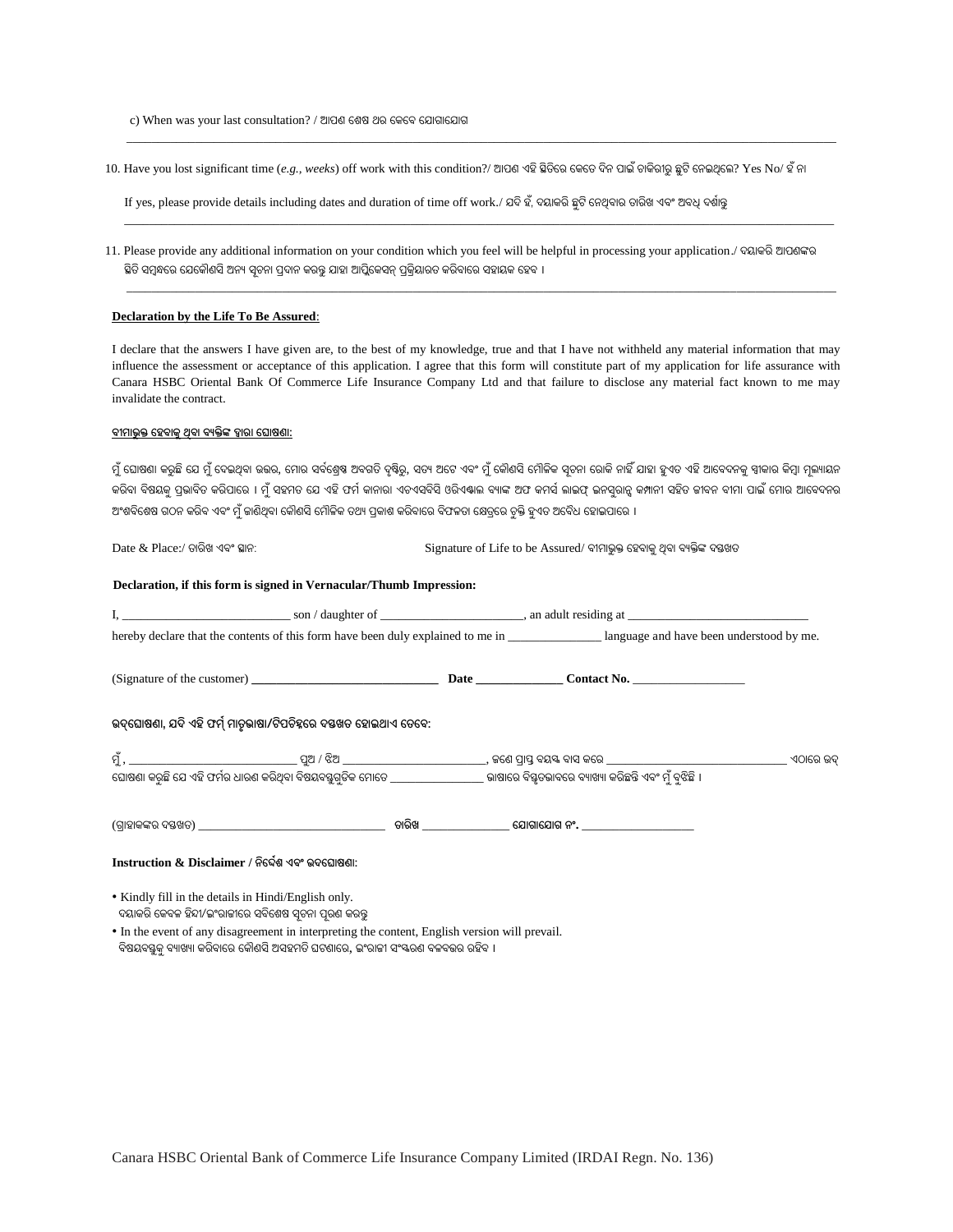c) When was your last consultation? / ଆପଣ ଶେଷ ଥର କେବେ ଯୋଗାଯୋଗ

______________________________________________________________________________________________________________

10. Have you lost significant time (*e.g., weeks*) off work with this condition?/ ଆପଣ ଏହି ସ୍ଥିତିରେ କେତେ ଦିନ ପାଇଁ ଚାକିରୀରୁ ଛୁଟି ନେଇଥିଲେ? Yes No/ ହଁ ନା

    If yes, please provide details including dates and duration of time off work./ ଯଦି ହଁ, ଦୟାକରି ଛୁଟି ନେଥିବାର ତାରିଖ ଏବଂ ଅବଧି ଦର୍ଶାନ୍ତୁ

    ______________________________________________________________________________________________________________

11. Please provide any additional information on your condition which you feel will be helpful in processing your application./ ଦୟାକରି ଆପଣଙ୍କର ସ୍ଥିତି ସମ୍ବନ୍ଧରେ ଯେକୌଣସି ଅନ୍ୟ ସୂଚନା ପ୍ରଦାନ କରନ୍ତୁ ଯାହା ଆପ୍ଲିକେସନ୍ ପ୍ରକ୍ରିୟାରତ କରିବାରେ ସହାୟକ ହେବ ।

    ______________________________________________________________________________________________________________

**Declaration by the Life To Be Assured**:

I declare that the answers I have given are, to the best of my knowledge, true and that I have not withheld any material information that may influence the assessment or acceptance of this application. I agree that this form will constitute part of my application for life assurance with Canara HSBC Oriental Bank Of Commerce Life Insurance Company Ltd and that failure to disclose any material fact known to me may invalidate the contract.

**ବୀମାଭୁକ୍ତ ହେବାକୁ ଥିବା ବ୍ୟକ୍ତିଙ୍କ ଦ୍ୱାରା ଘୋଷଣା:**

ମୁଁ ଘୋଷଣା କରୁଛି ଯେ ମୁଁ ଦେଇଥିବା ଉତ୍ତର, ମୋର ସର୍ବଶ୍ରେଷ୍ଠ ଅବଗତି ଦୃଷ୍ଟିରୁ, ସତ୍ୟ ଅଟେ ଏବଂ ମୁଁ କୌଣସି ମୌଳିକ ସୂଚନା ରୋକି ନାହିଁ ଯାହା ହୁଏତ ଏହି ଆବେଦନକୁ ସ୍ୱୀକାର କିମ୍ବା ମୂଲ୍ୟାୟନ କରିବା ବିଷୟକୁ ପ୍ରଭାବିତ କରିପାରେ । ମୁଁ ସହମତ ଯେ ଏହି ଫର୍ମ କାନାରା ଏଚଏସବିସି ଓରିଏଣ୍ଟାଲ ବ୍ୟାଙ୍କ ଅଫ କମର୍ସ ଲାଇଫ୍ ଇନସୁରାନ୍ସ କମ୍ପାନୀ ସହିତ ଜୀବନ ବୀମା ପାଇଁ ମୋର ଆବେଦନର ଅଂଶବିଶେଷ ଗଠନ କରିବ ଏବଂ ମୁଁ ଜାଣିଥିବା କୌଣସି ମୌଳିକ ତଥ୍ୟ ପ୍ରକାଶ କରିବାରେ ବିଫଳତା କ୍ଷେତ୍ରରେ ଚୁକ୍ତି ହୁଏତ ଅବୈଧ ହୋଇପାରେ ।

Date & Place:/ ତାରିଖ ଏବଂ ସ୍ଥାନ: Signature of Life to be Assured/ ବୀମାଭୁକ୍ତ ହେବାକୁ ଥିବା ବ୍ୟକ୍ତିଙ୍କ ଦସ୍ତଖତ

**Declaration, if this form is signed in Vernacular/Thumb Impression:**

I, ___________________________ son / daughter of _______________________, an adult residing at ______________________________ hereby declare that the contents of this form have been duly explained to me in _______________ language and have been understood by me.

(Signature of the customer) **_______________________________ Date ______________ Contact No.** __________________

**ଉଦ୍‌ଘୋଷଣା, ଯଦି ଏହି ଫର୍ମ୍ ମାତୃଭାଷା/ଟିପଚିହ୍ନରେ ଦସ୍ତଖତ ହୋଇଥାଏ ତେବେ:**

ମୁଁ , _____________________________ ପୁଅ / ଝିଅ _________________________, ଜଣେ ପ୍ରାପ୍ତ ବୟସ୍କ ବାସ କରେ ________________________________ ଏଠାରେ ଉଦ୍‌ଘୋଷଣା କରୁଛି ଯେ ଏହି ଫର୍ମର ଧାରଣ କରିଥିବା ବିଷୟବସ୍ତୁଗୁଡ଼ିକ ମୋତେ ________________ ଭାଷାରେ ବିସ୍ତୃତଭାବରେ ବ୍ୟାଖ୍ୟା କରିଛନ୍ତି ଏବଂ ମୁଁ ବୁଝିଛି ।

(ଗ୍ରାହକଙ୍କର ଦସ୍ତଖତ) ________________________________ **ତାରିଖ** _______________ **ଯୋଗାଯୋଗ ନଂ.** ___________________

**Instruction & Disclaimer / ନିର୍ଦ୍ଦେଶ ଏବଂ ଉଦଘୋଷଣା**:

- Kindly fill in the details in Hindi/English only.
  ଦୟାକରି କେବଳ ହିନ୍ଦୀ/ଇଂରାଜୀରେ ସବିଶେଷ ସୂଚନା ପୂରଣ କରନ୍ତୁ
- In the event of any disagreement in interpreting the content, English version will prevail.
  ବିଷୟବସ୍ତୁକୁ ବ୍ୟାଖ୍ୟା କରିବାରେ କୌଣସି ଅସହମତି ଘଟଣାରେ, ଇଂରାଜୀ ସଂସ୍କରଣ ବଳବତ୍ତର ରହିବ ।

Canara HSBC Oriental Bank of Commerce Life Insurance Company Limited (IRDAI Regn. No. 136)